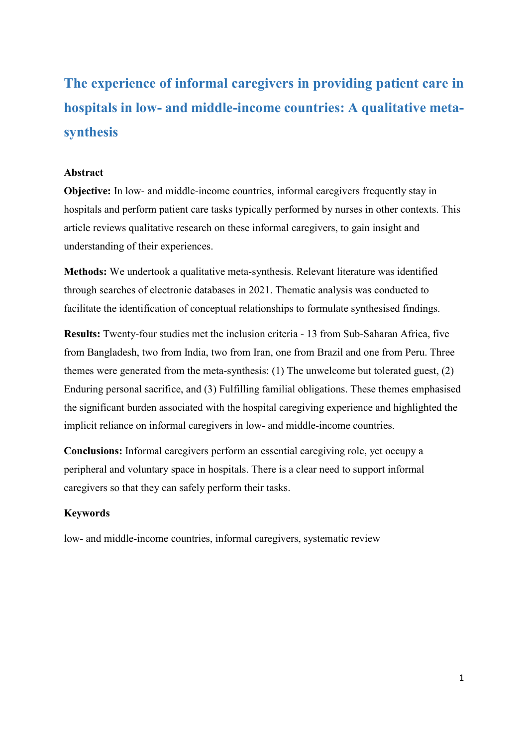# The experience of informal caregivers in providing patient care in hospitals in low- and middle-income countries: A qualitative meta-synthesis

## Abstract

**Objective:** In low- and middle-income countries, informal caregivers frequently stay in hospitals and perform patient care tasks typically performed by nurses in other contexts. This article reviews qualitative research on these informal caregivers, to gain insight and understanding of their experiences.

**Methods:** We undertook a qualitative meta-synthesis. Relevant literature was identified through searches of electronic databases in 2021. Thematic analysis was conducted to facilitate the identification of conceptual relationships to formulate synthesised findings.

**Results:** Twenty-four studies met the inclusion criteria - 13 from Sub-Saharan Africa, five from Bangladesh, two from India, two from Iran, one from Brazil and one from Peru. Three themes were generated from the meta-synthesis: (1) The unwelcome but tolerated guest, (2) Enduring personal sacrifice, and (3) Fulfilling familial obligations. These themes emphasised the significant burden associated with the hospital caregiving experience and highlighted the implicit reliance on informal caregivers in low- and middle-income countries.

**Conclusions:** Informal caregivers perform an essential caregiving role, yet occupy a peripheral and voluntary space in hospitals. There is a clear need to support informal caregivers so that they can safely perform their tasks.

## Keywords

low- and middle-income countries, informal caregivers, systematic review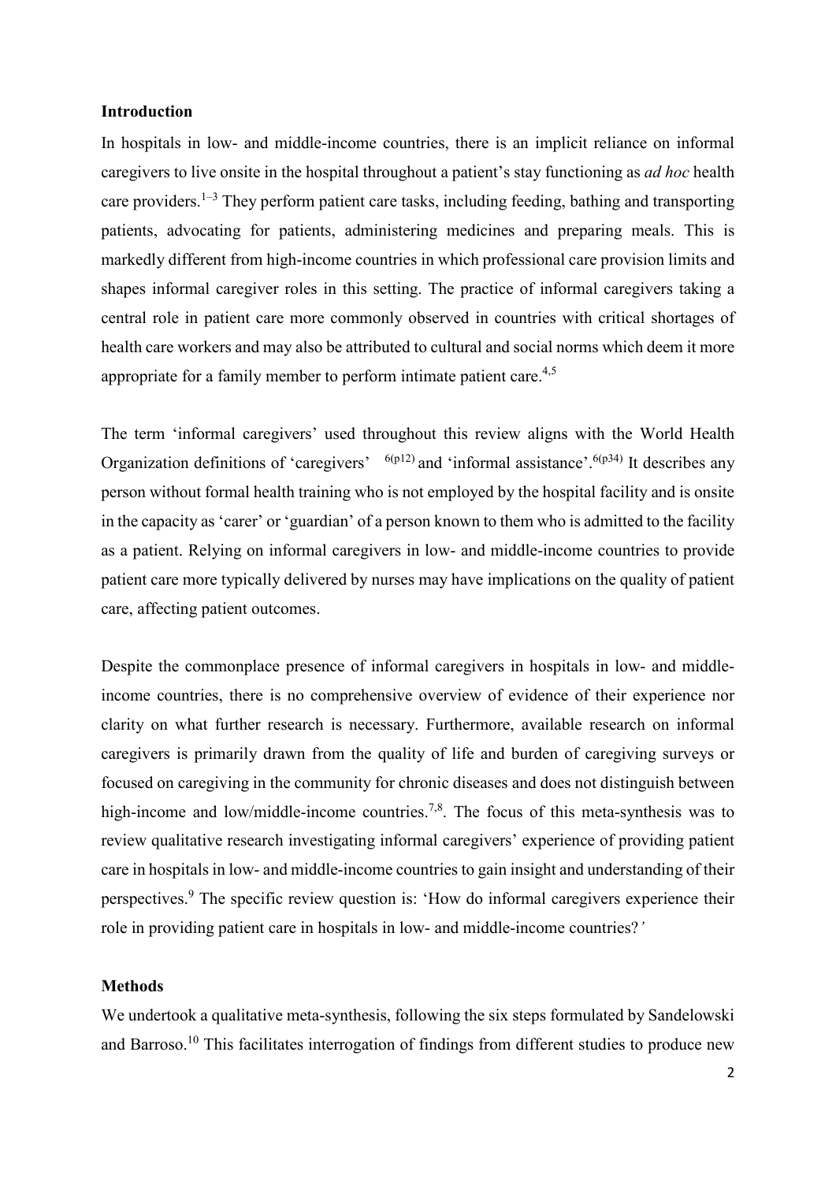## Introduction

In hospitals in low- and middle-income countries, there is an implicit reliance on informal caregivers to live onsite in the hospital throughout a patient's stay functioning as *ad hoc* health care providers.[1–3] They perform patient care tasks, including feeding, bathing and transporting patients, advocating for patients, administering medicines and preparing meals. This is markedly different from high-income countries in which professional care provision limits and shapes informal caregiver roles in this setting. The practice of informal caregivers taking a central role in patient care more commonly observed in countries with critical shortages of health care workers and may also be attributed to cultural and social norms which deem it more appropriate for a family member to perform intimate patient care.[4,5]

The term 'informal caregivers' used throughout this review aligns with the World Health Organization definitions of 'caregivers' [6(p12)] and 'informal assistance'.[6(p34)] It describes any person without formal health training who is not employed by the hospital facility and is onsite in the capacity as 'carer' or 'guardian' of a person known to them who is admitted to the facility as a patient. Relying on informal caregivers in low- and middle-income countries to provide patient care more typically delivered by nurses may have implications on the quality of patient care, affecting patient outcomes.

Despite the commonplace presence of informal caregivers in hospitals in low- and middle-income countries, there is no comprehensive overview of evidence of their experience nor clarity on what further research is necessary. Furthermore, available research on informal caregivers is primarily drawn from the quality of life and burden of caregiving surveys or focused on caregiving in the community for chronic diseases and does not distinguish between high-income and low/middle-income countries.[7,8]. The focus of this meta-synthesis was to review qualitative research investigating informal caregivers' experience of providing patient care in hospitals in low- and middle-income countries to gain insight and understanding of their perspectives.[9] The specific review question is: 'How do informal caregivers experience their role in providing patient care in hospitals in low- and middle-income countries?'

## Methods

We undertook a qualitative meta-synthesis, following the six steps formulated by Sandelowski and Barroso.[10] This facilitates interrogation of findings from different studies to produce new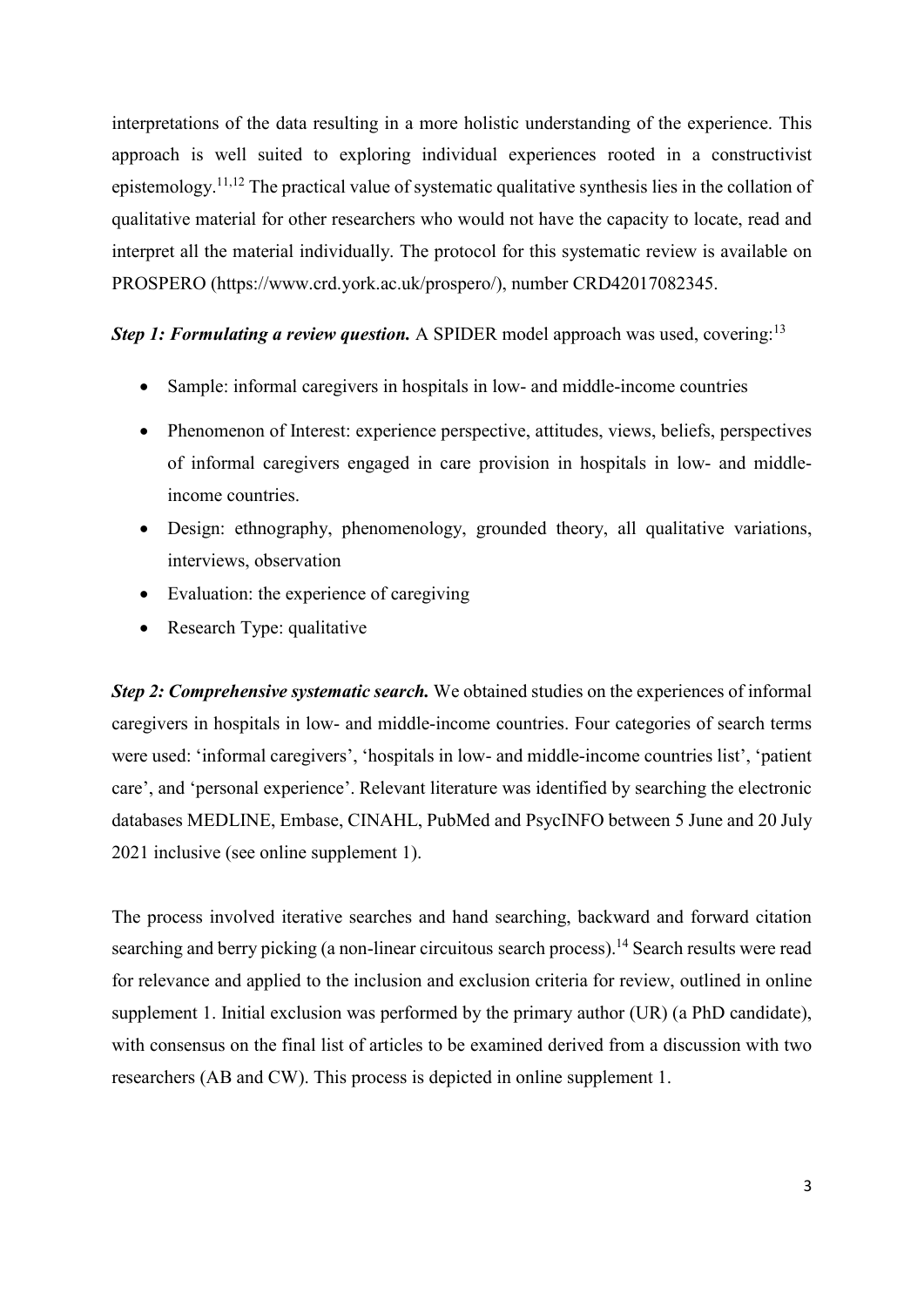interpretations of the data resulting in a more holistic understanding of the experience. This approach is well suited to exploring individual experiences rooted in a constructivist epistemology.[11,12] The practical value of systematic qualitative synthesis lies in the collation of qualitative material for other researchers who would not have the capacity to locate, read and interpret all the material individually. The protocol for this systematic review is available on PROSPERO (https://www.crd.york.ac.uk/prospero/), number CRD42017082345.

***Step 1: Formulating a review question.*** A SPIDER model approach was used, covering:[13]

- Sample: informal caregivers in hospitals in low- and middle-income countries
- Phenomenon of Interest: experience perspective, attitudes, views, beliefs, perspectives of informal caregivers engaged in care provision in hospitals in low- and middle-income countries.
- Design: ethnography, phenomenology, grounded theory, all qualitative variations, interviews, observation
- Evaluation: the experience of caregiving
- Research Type: qualitative

***Step 2: Comprehensive systematic search.*** We obtained studies on the experiences of informal caregivers in hospitals in low- and middle-income countries. Four categories of search terms were used: 'informal caregivers', 'hospitals in low- and middle-income countries list', 'patient care', and 'personal experience'. Relevant literature was identified by searching the electronic databases MEDLINE, Embase, CINAHL, PubMed and PsycINFO between 5 June and 20 July 2021 inclusive (see online supplement 1).

The process involved iterative searches and hand searching, backward and forward citation searching and berry picking (a non-linear circuitous search process).[14] Search results were read for relevance and applied to the inclusion and exclusion criteria for review, outlined in online supplement 1. Initial exclusion was performed by the primary author (UR) (a PhD candidate), with consensus on the final list of articles to be examined derived from a discussion with two researchers (AB and CW). This process is depicted in online supplement 1.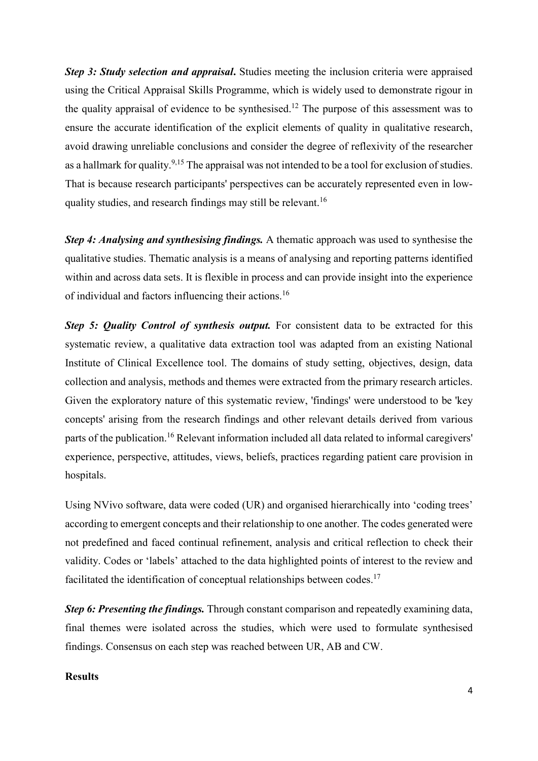***Step 3: Study selection and appraisal*.** Studies meeting the inclusion criteria were appraised using the Critical Appraisal Skills Programme, which is widely used to demonstrate rigour in the quality appraisal of evidence to be synthesised.[12] The purpose of this assessment was to ensure the accurate identification of the explicit elements of quality in qualitative research, avoid drawing unreliable conclusions and consider the degree of reflexivity of the researcher as a hallmark for quality.[9,15] The appraisal was not intended to be a tool for exclusion of studies. That is because research participants' perspectives can be accurately represented even in low-quality studies, and research findings may still be relevant.[16]

***Step 4: Analysing and synthesising findings.*** A thematic approach was used to synthesise the qualitative studies. Thematic analysis is a means of analysing and reporting patterns identified within and across data sets. It is flexible in process and can provide insight into the experience of individual and factors influencing their actions.[16]

***Step 5: Quality Control of synthesis output.*** For consistent data to be extracted for this systematic review, a qualitative data extraction tool was adapted from an existing National Institute of Clinical Excellence tool. The domains of study setting, objectives, design, data collection and analysis, methods and themes were extracted from the primary research articles. Given the exploratory nature of this systematic review, 'findings' were understood to be 'key concepts' arising from the research findings and other relevant details derived from various parts of the publication.[16] Relevant information included all data related to informal caregivers' experience, perspective, attitudes, views, beliefs, practices regarding patient care provision in hospitals.

Using NVivo software, data were coded (UR) and organised hierarchically into 'coding trees' according to emergent concepts and their relationship to one another. The codes generated were not predefined and faced continual refinement, analysis and critical reflection to check their validity. Codes or 'labels' attached to the data highlighted points of interest to the review and facilitated the identification of conceptual relationships between codes.[17]

***Step 6: Presenting the findings.*** Through constant comparison and repeatedly examining data, final themes were isolated across the studies, which were used to formulate synthesised findings. Consensus on each step was reached between UR, AB and CW.

**Results**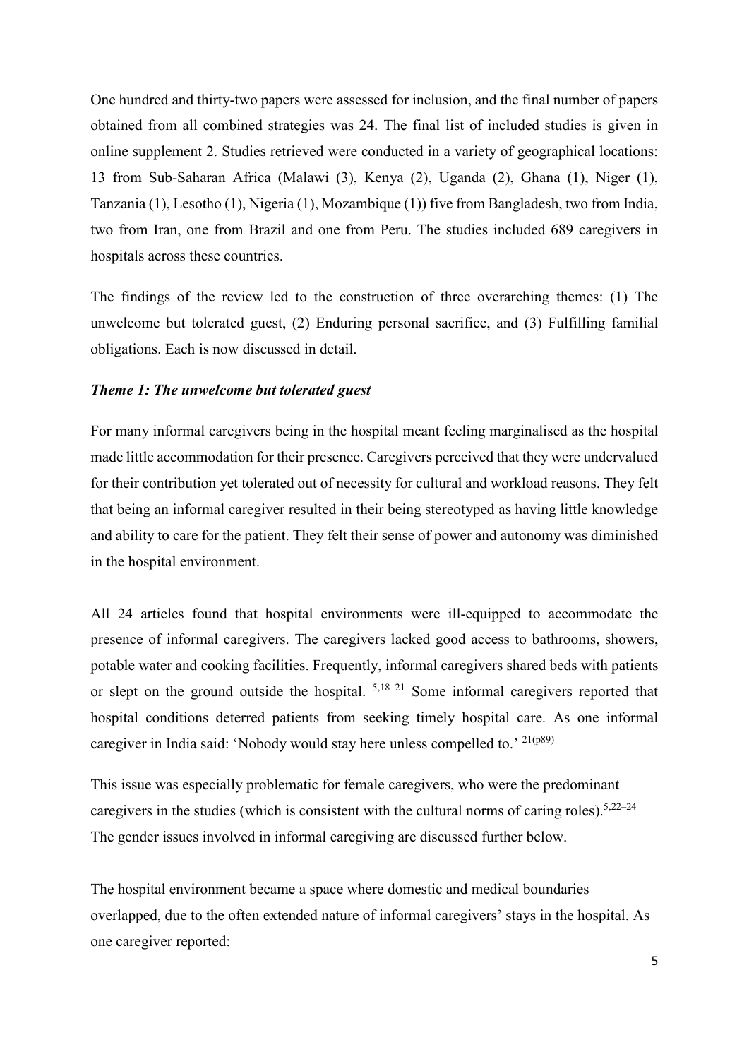One hundred and thirty-two papers were assessed for inclusion, and the final number of papers obtained from all combined strategies was 24. The final list of included studies is given in online supplement 2. Studies retrieved were conducted in a variety of geographical locations: 13 from Sub-Saharan Africa (Malawi (3), Kenya (2), Uganda (2), Ghana (1), Niger (1), Tanzania (1), Lesotho (1), Nigeria (1), Mozambique (1)) five from Bangladesh, two from India, two from Iran, one from Brazil and one from Peru. The studies included 689 caregivers in hospitals across these countries.

The findings of the review led to the construction of three overarching themes: (1) The unwelcome but tolerated guest, (2) Enduring personal sacrifice, and (3) Fulfilling familial obligations. Each is now discussed in detail.

### *Theme 1: The unwelcome but tolerated guest*

For many informal caregivers being in the hospital meant feeling marginalised as the hospital made little accommodation for their presence. Caregivers perceived that they were undervalued for their contribution yet tolerated out of necessity for cultural and workload reasons. They felt that being an informal caregiver resulted in their being stereotyped as having little knowledge and ability to care for the patient. They felt their sense of power and autonomy was diminished in the hospital environment.

All 24 articles found that hospital environments were ill-equipped to accommodate the presence of informal caregivers. The caregivers lacked good access to bathrooms, showers, potable water and cooking facilities. Frequently, informal caregivers shared beds with patients or slept on the ground outside the hospital. [5,18–21] Some informal caregivers reported that hospital conditions deterred patients from seeking timely hospital care. As one informal caregiver in India said: 'Nobody would stay here unless compelled to.' [21(p89)]

This issue was especially problematic for female caregivers, who were the predominant caregivers in the studies (which is consistent with the cultural norms of caring roles).[5,22–24] The gender issues involved in informal caregiving are discussed further below.

The hospital environment became a space where domestic and medical boundaries overlapped, due to the often extended nature of informal caregivers' stays in the hospital. As one caregiver reported: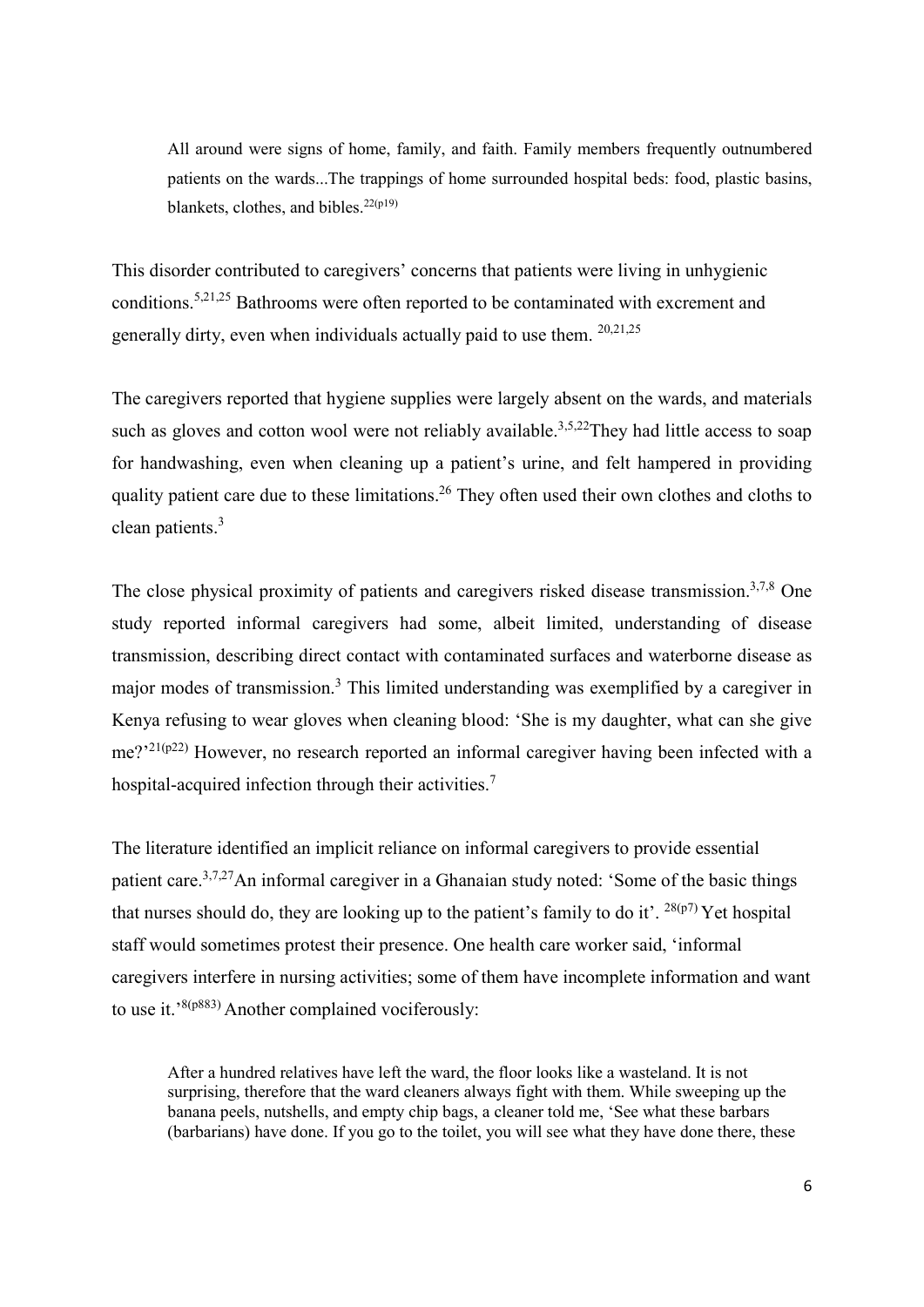> All around were signs of home, family, and faith. Family members frequently outnumbered patients on the wards...The trappings of home surrounded hospital beds: food, plastic basins, blankets, clothes, and bibles.[22(p19)]

This disorder contributed to caregivers' concerns that patients were living in unhygienic conditions.[5,21,25] Bathrooms were often reported to be contaminated with excrement and generally dirty, even when individuals actually paid to use them.[20,21,25]

The caregivers reported that hygiene supplies were largely absent on the wards, and materials such as gloves and cotton wool were not reliably available.[3,5,22] They had little access to soap for handwashing, even when cleaning up a patient's urine, and felt hampered in providing quality patient care due to these limitations.[26] They often used their own clothes and cloths to clean patients.[3]

The close physical proximity of patients and caregivers risked disease transmission.[3,7,8] One study reported informal caregivers had some, albeit limited, understanding of disease transmission, describing direct contact with contaminated surfaces and waterborne disease as major modes of transmission.[3] This limited understanding was exemplified by a caregiver in Kenya refusing to wear gloves when cleaning blood: 'She is my daughter, what can she give me?'[21(p22)] However, no research reported an informal caregiver having been infected with a hospital-acquired infection through their activities.[7]

The literature identified an implicit reliance on informal caregivers to provide essential patient care.[3,7,27] An informal caregiver in a Ghanaian study noted: 'Some of the basic things that nurses should do, they are looking up to the patient's family to do it'.[28(p7)] Yet hospital staff would sometimes protest their presence. One health care worker said, 'informal caregivers interfere in nursing activities; some of them have incomplete information and want to use it.'[8(p883)] Another complained vociferously:

> After a hundred relatives have left the ward, the floor looks like a wasteland. It is not surprising, therefore that the ward cleaners always fight with them. While sweeping up the banana peels, nutshells, and empty chip bags, a cleaner told me, 'See what these barbars (barbarians) have done. If you go to the toilet, you will see what they have done there, these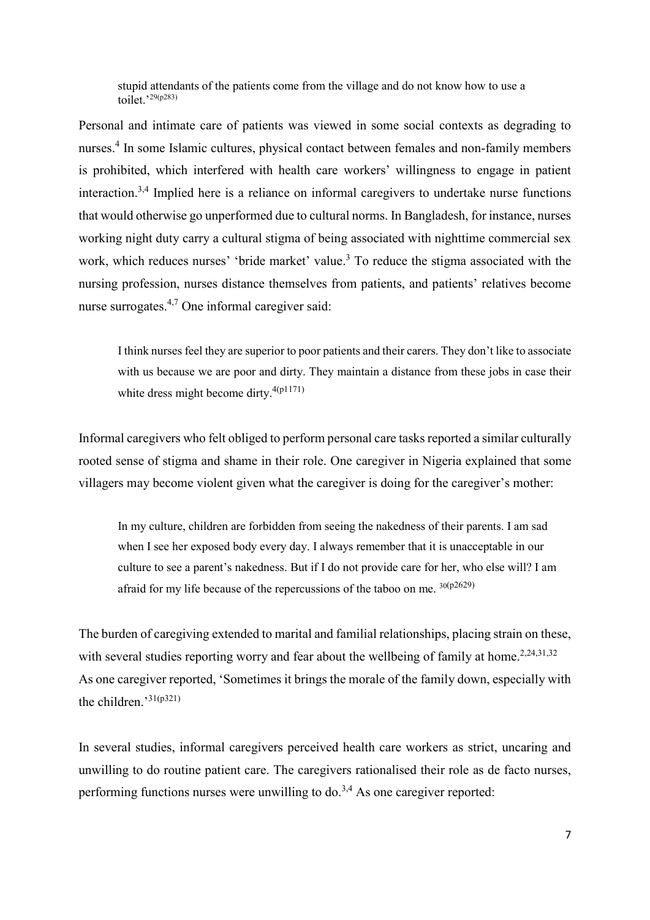> stupid attendants of the patients come from the village and do not know how to use a toilet.'[29(p283)]

Personal and intimate care of patients was viewed in some social contexts as degrading to nurses.[4] In some Islamic cultures, physical contact between females and non-family members is prohibited, which interfered with health care workers' willingness to engage in patient interaction.[3,4] Implied here is a reliance on informal caregivers to undertake nurse functions that would otherwise go unperformed due to cultural norms. In Bangladesh, for instance, nurses working night duty carry a cultural stigma of being associated with nighttime commercial sex work, which reduces nurses' 'bride market' value.[3] To reduce the stigma associated with the nursing profession, nurses distance themselves from patients, and patients' relatives become nurse surrogates.[4,7] One informal caregiver said:

> I think nurses feel they are superior to poor patients and their carers. They don't like to associate with us because we are poor and dirty. They maintain a distance from these jobs in case their white dress might become dirty.[4(p1171)]

Informal caregivers who felt obliged to perform personal care tasks reported a similar culturally rooted sense of stigma and shame in their role. One caregiver in Nigeria explained that some villagers may become violent given what the caregiver is doing for the caregiver's mother:

> In my culture, children are forbidden from seeing the nakedness of their parents. I am sad when I see her exposed body every day. I always remember that it is unacceptable in our culture to see a parent's nakedness. But if I do not provide care for her, who else will? I am afraid for my life because of the repercussions of the taboo on me. [30(p2629)]

The burden of caregiving extended to marital and familial relationships, placing strain on these, with several studies reporting worry and fear about the wellbeing of family at home.[2,24,31,32] As one caregiver reported, 'Sometimes it brings the morale of the family down, especially with the children.'[31(p321)]

In several studies, informal caregivers perceived health care workers as strict, uncaring and unwilling to do routine patient care. The caregivers rationalised their role as de facto nurses, performing functions nurses were unwilling to do.[3,4] As one caregiver reported: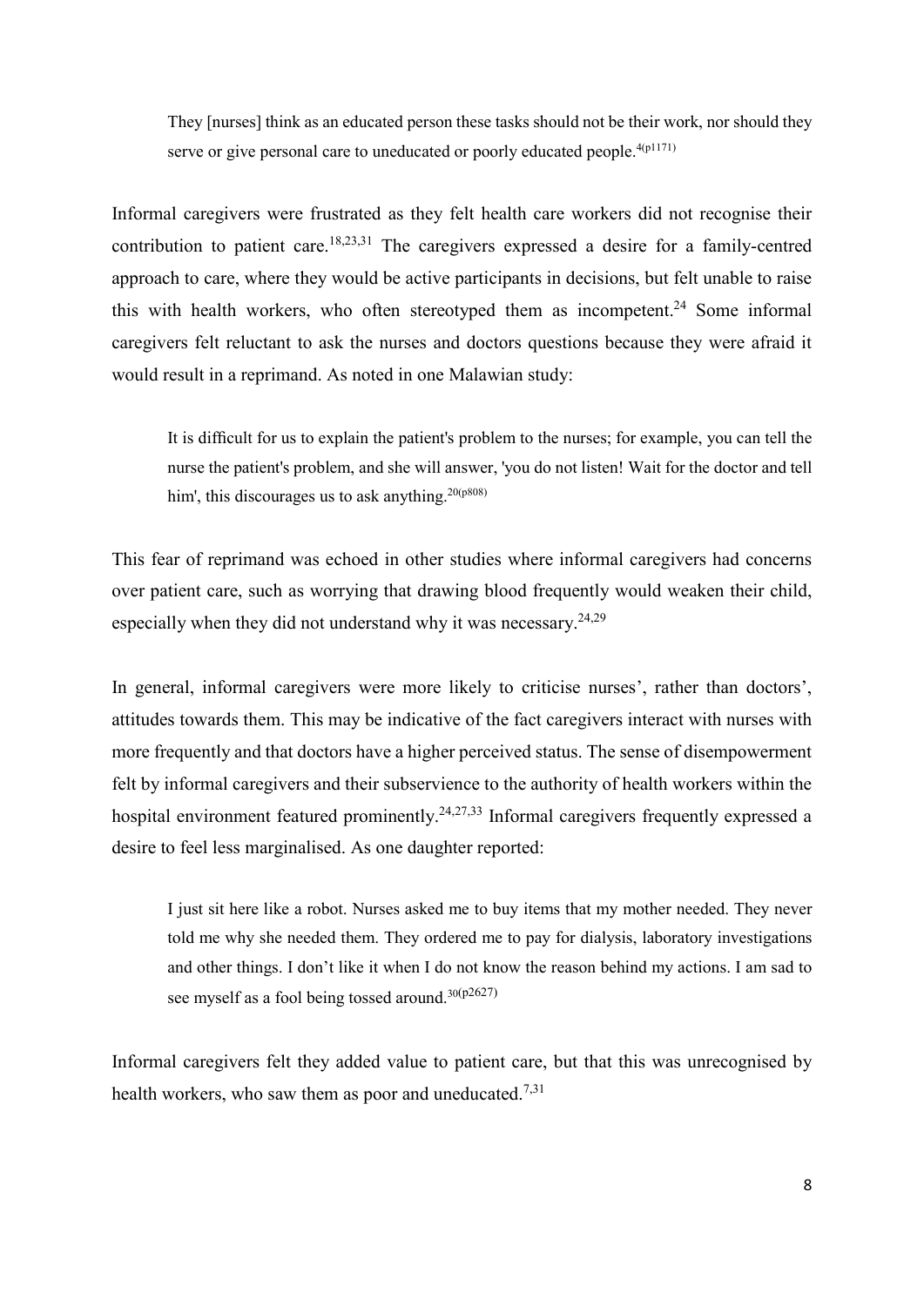> They [nurses] think as an educated person these tasks should not be their work, nor should they serve or give personal care to uneducated or poorly educated people.[4(p1171)]

Informal caregivers were frustrated as they felt health care workers did not recognise their contribution to patient care.[18,23,31] The caregivers expressed a desire for a family-centred approach to care, where they would be active participants in decisions, but felt unable to raise this with health workers, who often stereotyped them as incompetent.[24] Some informal caregivers felt reluctant to ask the nurses and doctors questions because they were afraid it would result in a reprimand. As noted in one Malawian study:

> It is difficult for us to explain the patient's problem to the nurses; for example, you can tell the nurse the patient's problem, and she will answer, 'you do not listen! Wait for the doctor and tell him', this discourages us to ask anything.[20(p808)]

This fear of reprimand was echoed in other studies where informal caregivers had concerns over patient care, such as worrying that drawing blood frequently would weaken their child, especially when they did not understand why it was necessary.[24,29]

In general, informal caregivers were more likely to criticise nurses', rather than doctors', attitudes towards them. This may be indicative of the fact caregivers interact with nurses with more frequently and that doctors have a higher perceived status. The sense of disempowerment felt by informal caregivers and their subservience to the authority of health workers within the hospital environment featured prominently.[24,27,33] Informal caregivers frequently expressed a desire to feel less marginalised. As one daughter reported:

> I just sit here like a robot. Nurses asked me to buy items that my mother needed. They never told me why she needed them. They ordered me to pay for dialysis, laboratory investigations and other things. I don't like it when I do not know the reason behind my actions. I am sad to see myself as a fool being tossed around.[30(p2627)]

Informal caregivers felt they added value to patient care, but that this was unrecognised by health workers, who saw them as poor and uneducated.[7,31]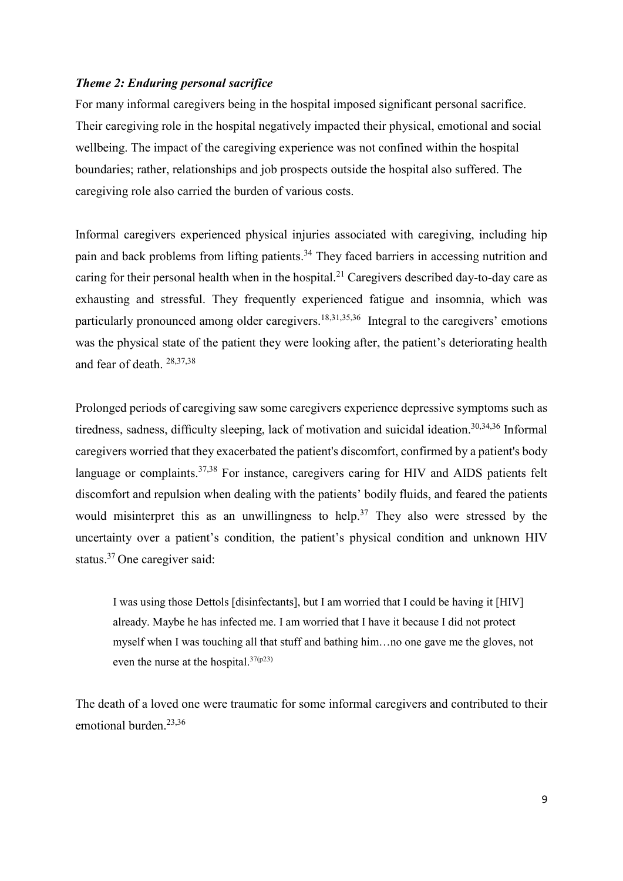### *Theme 2: Enduring personal sacrifice*

For many informal caregivers being in the hospital imposed significant personal sacrifice. Their caregiving role in the hospital negatively impacted their physical, emotional and social wellbeing. The impact of the caregiving experience was not confined within the hospital boundaries; rather, relationships and job prospects outside the hospital also suffered. The caregiving role also carried the burden of various costs.

Informal caregivers experienced physical injuries associated with caregiving, including hip pain and back problems from lifting patients.[34] They faced barriers in accessing nutrition and caring for their personal health when in the hospital.[21] Caregivers described day-to-day care as exhausting and stressful. They frequently experienced fatigue and insomnia, which was particularly pronounced among older caregivers.[18,31,35,36] Integral to the caregivers' emotions was the physical state of the patient they were looking after, the patient's deteriorating health and fear of death. [28,37,38]

Prolonged periods of caregiving saw some caregivers experience depressive symptoms such as tiredness, sadness, difficulty sleeping, lack of motivation and suicidal ideation.[30,34,36] Informal caregivers worried that they exacerbated the patient's discomfort, confirmed by a patient's body language or complaints.[37,38] For instance, caregivers caring for HIV and AIDS patients felt discomfort and repulsion when dealing with the patients' bodily fluids, and feared the patients would misinterpret this as an unwillingness to help.[37] They also were stressed by the uncertainty over a patient's condition, the patient's physical condition and unknown HIV status.[37] One caregiver said:

> I was using those Dettols [disinfectants], but I am worried that I could be having it [HIV] already. Maybe he has infected me. I am worried that I have it because I did not protect myself when I was touching all that stuff and bathing him…no one gave me the gloves, not even the nurse at the hospital.[37(p23)]

The death of a loved one were traumatic for some informal caregivers and contributed to their emotional burden.[23,36]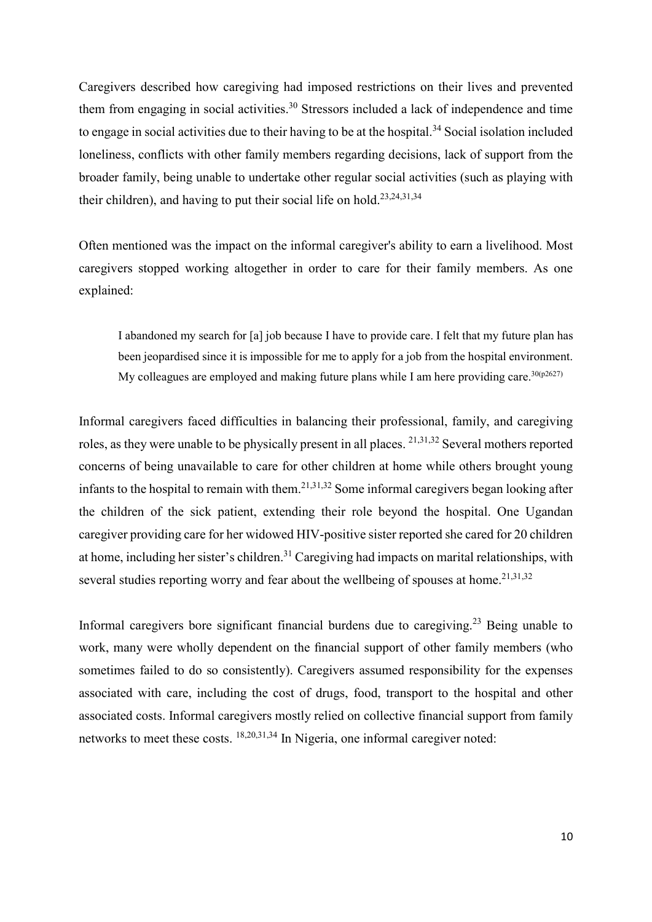Caregivers described how caregiving had imposed restrictions on their lives and prevented them from engaging in social activities.[30] Stressors included a lack of independence and time to engage in social activities due to their having to be at the hospital.[34] Social isolation included loneliness, conflicts with other family members regarding decisions, lack of support from the broader family, being unable to undertake other regular social activities (such as playing with their children), and having to put their social life on hold.[23,24,31,34]

Often mentioned was the impact on the informal caregiver's ability to earn a livelihood. Most caregivers stopped working altogether in order to care for their family members. As one explained:

> I abandoned my search for [a] job because I have to provide care. I felt that my future plan has been jeopardised since it is impossible for me to apply for a job from the hospital environment. My colleagues are employed and making future plans while I am here providing care.[30(p2627)]

Informal caregivers faced difficulties in balancing their professional, family, and caregiving roles, as they were unable to be physically present in all places. [21,31,32] Several mothers reported concerns of being unavailable to care for other children at home while others brought young infants to the hospital to remain with them.[21,31,32] Some informal caregivers began looking after the children of the sick patient, extending their role beyond the hospital. One Ugandan caregiver providing care for her widowed HIV-positive sister reported she cared for 20 children at home, including her sister's children.[31] Caregiving had impacts on marital relationships, with several studies reporting worry and fear about the wellbeing of spouses at home.[21,31,32]

Informal caregivers bore significant financial burdens due to caregiving.[23] Being unable to work, many were wholly dependent on the financial support of other family members (who sometimes failed to do so consistently). Caregivers assumed responsibility for the expenses associated with care, including the cost of drugs, food, transport to the hospital and other associated costs. Informal caregivers mostly relied on collective financial support from family networks to meet these costs. [18,20,31,34] In Nigeria, one informal caregiver noted: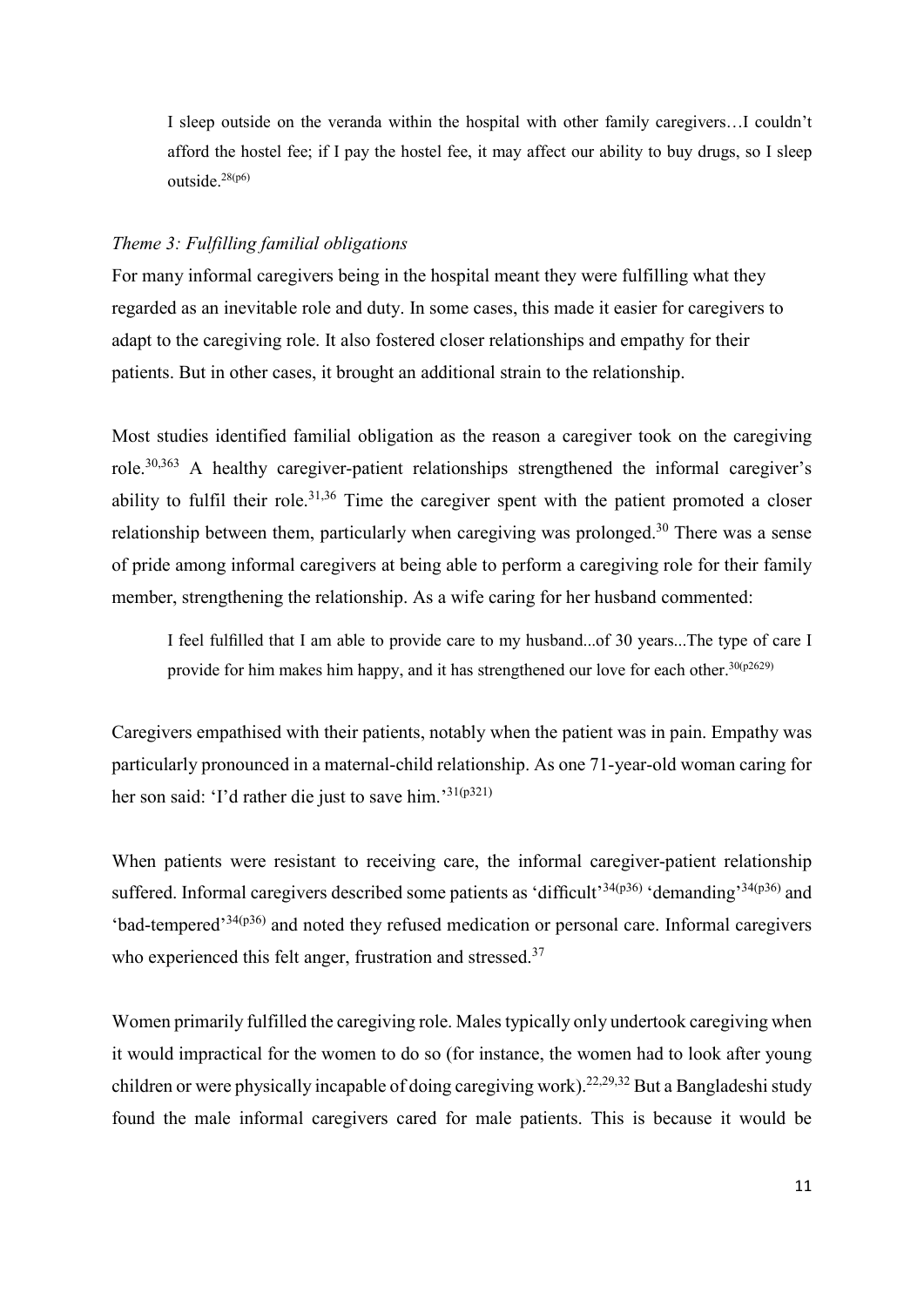> I sleep outside on the veranda within the hospital with other family caregivers…I couldn't afford the hostel fee; if I pay the hostel fee, it may affect our ability to buy drugs, so I sleep outside.[28(p6)]

*Theme 3: Fulfilling familial obligations*

For many informal caregivers being in the hospital meant they were fulfilling what they regarded as an inevitable role and duty. In some cases, this made it easier for caregivers to adapt to the caregiving role. It also fostered closer relationships and empathy for their patients. But in other cases, it brought an additional strain to the relationship.

Most studies identified familial obligation as the reason a caregiver took on the caregiving role.[30,363] A healthy caregiver-patient relationships strengthened the informal caregiver's ability to fulfil their role.[31,36] Time the caregiver spent with the patient promoted a closer relationship between them, particularly when caregiving was prolonged.[30] There was a sense of pride among informal caregivers at being able to perform a caregiving role for their family member, strengthening the relationship. As a wife caring for her husband commented:

> I feel fulfilled that I am able to provide care to my husband...of 30 years...The type of care I provide for him makes him happy, and it has strengthened our love for each other.[30(p2629)]

Caregivers empathised with their patients, notably when the patient was in pain. Empathy was particularly pronounced in a maternal-child relationship. As one 71-year-old woman caring for her son said: 'I'd rather die just to save him.'[31(p321)]

When patients were resistant to receiving care, the informal caregiver-patient relationship suffered. Informal caregivers described some patients as 'difficult'[34(p36)] 'demanding'[34(p36)] and 'bad-tempered'[34(p36)] and noted they refused medication or personal care. Informal caregivers who experienced this felt anger, frustration and stressed.[37]

Women primarily fulfilled the caregiving role. Males typically only undertook caregiving when it would impractical for the women to do so (for instance, the women had to look after young children or were physically incapable of doing caregiving work).[22,29,32] But a Bangladeshi study found the male informal caregivers cared for male patients. This is because it would be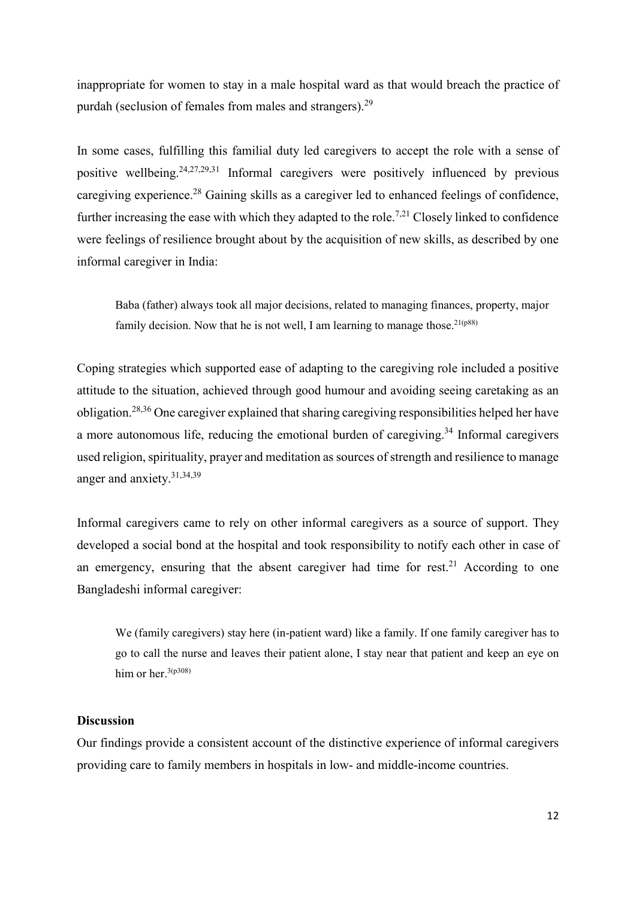inappropriate for women to stay in a male hospital ward as that would breach the practice of purdah (seclusion of females from males and strangers).[29]

In some cases, fulfilling this familial duty led caregivers to accept the role with a sense of positive wellbeing.[24,27,29,31] Informal caregivers were positively influenced by previous caregiving experience.[28] Gaining skills as a caregiver led to enhanced feelings of confidence, further increasing the ease with which they adapted to the role.[7,21] Closely linked to confidence were feelings of resilience brought about by the acquisition of new skills, as described by one informal caregiver in India:

> Baba (father) always took all major decisions, related to managing finances, property, major family decision. Now that he is not well, I am learning to manage those.[21(p88)]

Coping strategies which supported ease of adapting to the caregiving role included a positive attitude to the situation, achieved through good humour and avoiding seeing caretaking as an obligation.[28,36] One caregiver explained that sharing caregiving responsibilities helped her have a more autonomous life, reducing the emotional burden of caregiving.[34] Informal caregivers used religion, spirituality, prayer and meditation as sources of strength and resilience to manage anger and anxiety.[31,34,39]

Informal caregivers came to rely on other informal caregivers as a source of support. They developed a social bond at the hospital and took responsibility to notify each other in case of an emergency, ensuring that the absent caregiver had time for rest.[21] According to one Bangladeshi informal caregiver:

> We (family caregivers) stay here (in-patient ward) like a family. If one family caregiver has to go to call the nurse and leaves their patient alone, I stay near that patient and keep an eye on him or her.[3(p308)]

### Discussion

Our findings provide a consistent account of the distinctive experience of informal caregivers providing care to family members in hospitals in low- and middle-income countries.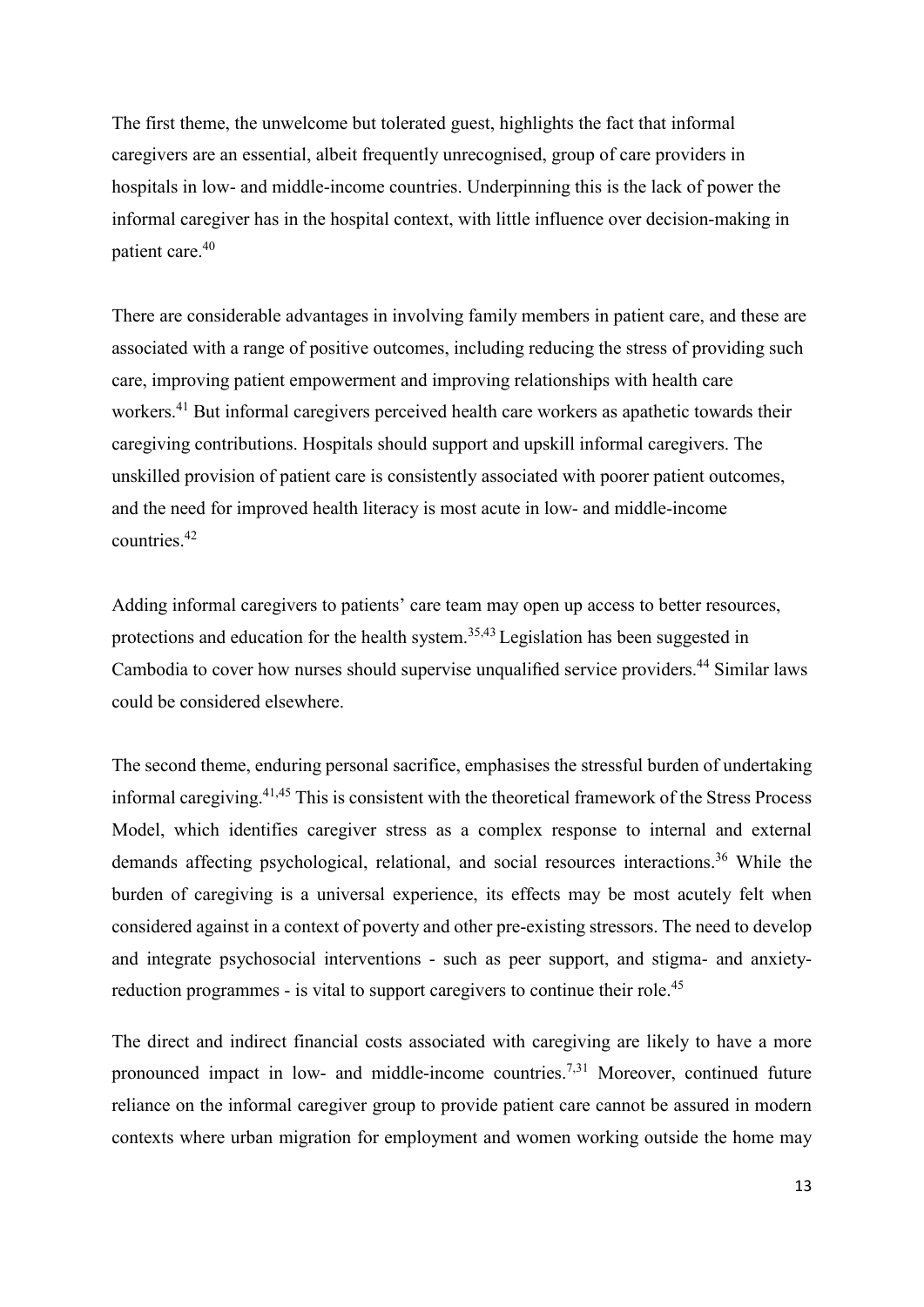The first theme, the unwelcome but tolerated guest, highlights the fact that informal caregivers are an essential, albeit frequently unrecognised, group of care providers in hospitals in low- and middle-income countries. Underpinning this is the lack of power the informal caregiver has in the hospital context, with little influence over decision-making in patient care.[40]

There are considerable advantages in involving family members in patient care, and these are associated with a range of positive outcomes, including reducing the stress of providing such care, improving patient empowerment and improving relationships with health care workers.[41] But informal caregivers perceived health care workers as apathetic towards their caregiving contributions. Hospitals should support and upskill informal caregivers. The unskilled provision of patient care is consistently associated with poorer patient outcomes, and the need for improved health literacy is most acute in low- and middle-income countries.[42]

Adding informal caregivers to patients' care team may open up access to better resources, protections and education for the health system.[35,43] Legislation has been suggested in Cambodia to cover how nurses should supervise unqualified service providers.[44] Similar laws could be considered elsewhere.

The second theme, enduring personal sacrifice, emphasises the stressful burden of undertaking informal caregiving.[41,45] This is consistent with the theoretical framework of the Stress Process Model, which identifies caregiver stress as a complex response to internal and external demands affecting psychological, relational, and social resources interactions.[36] While the burden of caregiving is a universal experience, its effects may be most acutely felt when considered against in a context of poverty and other pre-existing stressors. The need to develop and integrate psychosocial interventions - such as peer support, and stigma- and anxiety-reduction programmes - is vital to support caregivers to continue their role.[45]

The direct and indirect financial costs associated with caregiving are likely to have a more pronounced impact in low- and middle-income countries.[7,31] Moreover, continued future reliance on the informal caregiver group to provide patient care cannot be assured in modern contexts where urban migration for employment and women working outside the home may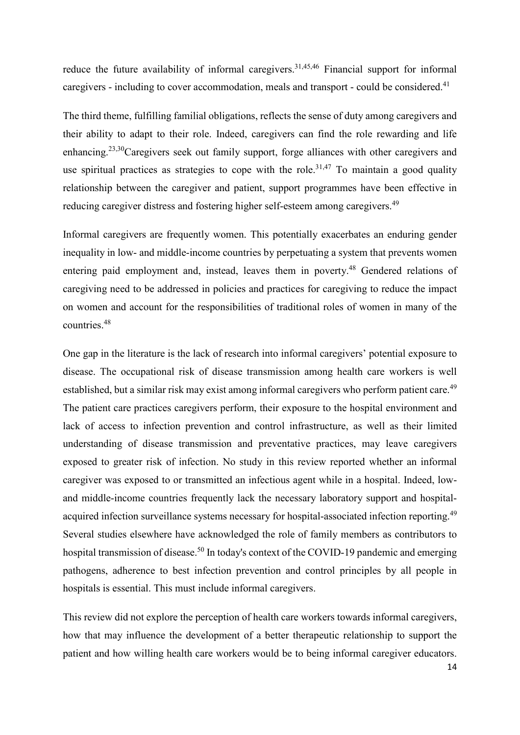reduce the future availability of informal caregivers.[31,45,46] Financial support for informal caregivers - including to cover accommodation, meals and transport - could be considered.[41]

The third theme, fulfilling familial obligations, reflects the sense of duty among caregivers and their ability to adapt to their role. Indeed, caregivers can find the role rewarding and life enhancing.[23,30]Caregivers seek out family support, forge alliances with other caregivers and use spiritual practices as strategies to cope with the role.[31,47] To maintain a good quality relationship between the caregiver and patient, support programmes have been effective in reducing caregiver distress and fostering higher self-esteem among caregivers.[49]

Informal caregivers are frequently women. This potentially exacerbates an enduring gender inequality in low- and middle-income countries by perpetuating a system that prevents women entering paid employment and, instead, leaves them in poverty.[48] Gendered relations of caregiving need to be addressed in policies and practices for caregiving to reduce the impact on women and account for the responsibilities of traditional roles of women in many of the countries.[48]

One gap in the literature is the lack of research into informal caregivers' potential exposure to disease. The occupational risk of disease transmission among health care workers is well established, but a similar risk may exist among informal caregivers who perform patient care.[49] The patient care practices caregivers perform, their exposure to the hospital environment and lack of access to infection prevention and control infrastructure, as well as their limited understanding of disease transmission and preventative practices, may leave caregivers exposed to greater risk of infection. No study in this review reported whether an informal caregiver was exposed to or transmitted an infectious agent while in a hospital. Indeed, low- and middle-income countries frequently lack the necessary laboratory support and hospital-acquired infection surveillance systems necessary for hospital-associated infection reporting.[49] Several studies elsewhere have acknowledged the role of family members as contributors to hospital transmission of disease.[50] In today's context of the COVID-19 pandemic and emerging pathogens, adherence to best infection prevention and control principles by all people in hospitals is essential. This must include informal caregivers.

This review did not explore the perception of health care workers towards informal caregivers, how that may influence the development of a better therapeutic relationship to support the patient and how willing health care workers would be to being informal caregiver educators.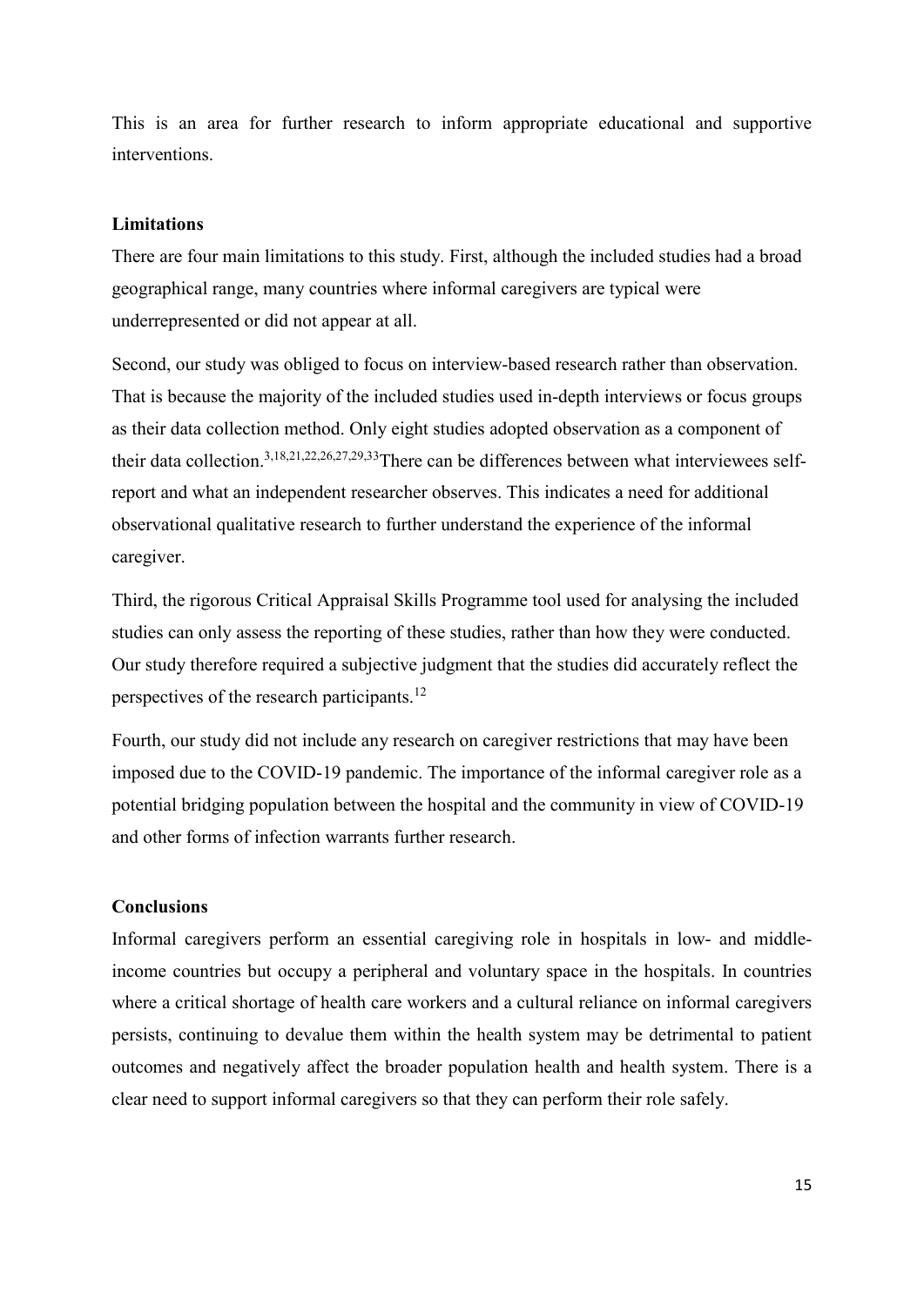This is an area for further research to inform appropriate educational and supportive interventions.

**Limitations**

There are four main limitations to this study. First, although the included studies had a broad geographical range, many countries where informal caregivers are typical were underrepresented or did not appear at all.

Second, our study was obliged to focus on interview-based research rather than observation. That is because the majority of the included studies used in-depth interviews or focus groups as their data collection method. Only eight studies adopted observation as a component of their data collection.[3,18,21,22,26,27,29,33] There can be differences between what interviewees self-report and what an independent researcher observes. This indicates a need for additional observational qualitative research to further understand the experience of the informal caregiver.

Third, the rigorous Critical Appraisal Skills Programme tool used for analysing the included studies can only assess the reporting of these studies, rather than how they were conducted. Our study therefore required a subjective judgment that the studies did accurately reflect the perspectives of the research participants.[12]

Fourth, our study did not include any research on caregiver restrictions that may have been imposed due to the COVID-19 pandemic. The importance of the informal caregiver role as a potential bridging population between the hospital and the community in view of COVID-19 and other forms of infection warrants further research.

**Conclusions**

Informal caregivers perform an essential caregiving role in hospitals in low- and middle-income countries but occupy a peripheral and voluntary space in the hospitals. In countries where a critical shortage of health care workers and a cultural reliance on informal caregivers persists, continuing to devalue them within the health system may be detrimental to patient outcomes and negatively affect the broader population health and health system. There is a clear need to support informal caregivers so that they can perform their role safely.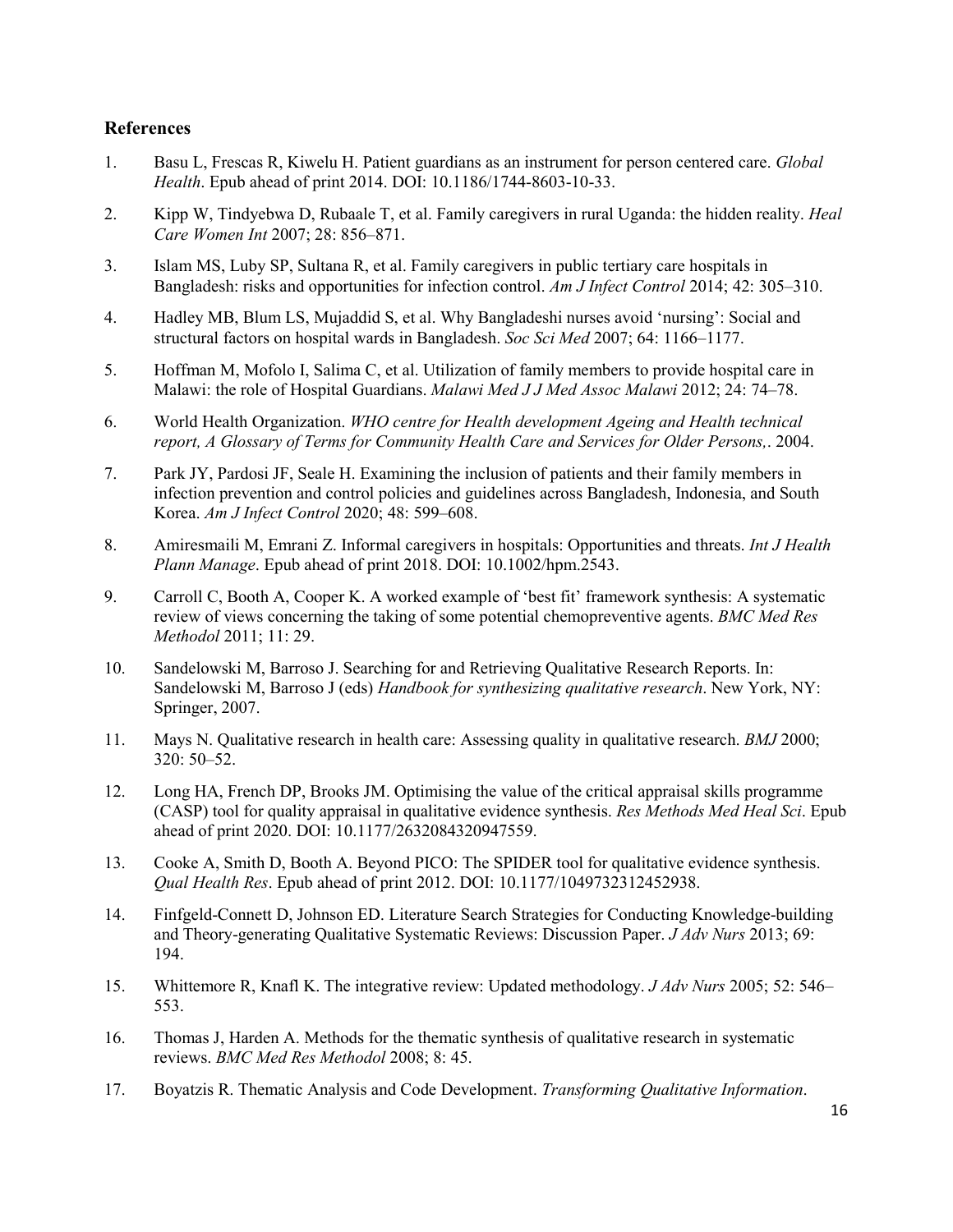## References

1. Basu L, Frescas R, Kiwelu H. Patient guardians as an instrument for person centered care. *Global Health*. Epub ahead of print 2014. DOI: 10.1186/1744-8603-10-33.
2. Kipp W, Tindyebwa D, Rubaale T, et al. Family caregivers in rural Uganda: the hidden reality. *Heal Care Women Int* 2007; 28: 856–871.
3. Islam MS, Luby SP, Sultana R, et al. Family caregivers in public tertiary care hospitals in Bangladesh: risks and opportunities for infection control. *Am J Infect Control* 2014; 42: 305–310.
4. Hadley MB, Blum LS, Mujaddid S, et al. Why Bangladeshi nurses avoid 'nursing': Social and structural factors on hospital wards in Bangladesh. *Soc Sci Med* 2007; 64: 1166–1177.
5. Hoffman M, Mofolo I, Salima C, et al. Utilization of family members to provide hospital care in Malawi: the role of Hospital Guardians. *Malawi Med J J Med Assoc Malawi* 2012; 24: 74–78.
6. World Health Organization. *WHO centre for Health development Ageing and Health technical report, A Glossary of Terms for Community Health Care and Services for Older Persons,*. 2004.
7. Park JY, Pardosi JF, Seale H. Examining the inclusion of patients and their family members in infection prevention and control policies and guidelines across Bangladesh, Indonesia, and South Korea. *Am J Infect Control* 2020; 48: 599–608.
8. Amiresmaili M, Emrani Z. Informal caregivers in hospitals: Opportunities and threats. *Int J Health Plann Manage*. Epub ahead of print 2018. DOI: 10.1002/hpm.2543.
9. Carroll C, Booth A, Cooper K. A worked example of 'best fit' framework synthesis: A systematic review of views concerning the taking of some potential chemopreventive agents. *BMC Med Res Methodol* 2011; 11: 29.
10. Sandelowski M, Barroso J. Searching for and Retrieving Qualitative Research Reports. In: Sandelowski M, Barroso J (eds) *Handbook for synthesizing qualitative research*. New York, NY: Springer, 2007.
11. Mays N. Qualitative research in health care: Assessing quality in qualitative research. *BMJ* 2000; 320: 50–52.
12. Long HA, French DP, Brooks JM. Optimising the value of the critical appraisal skills programme (CASP) tool for quality appraisal in qualitative evidence synthesis. *Res Methods Med Heal Sci*. Epub ahead of print 2020. DOI: 10.1177/2632084320947559.
13. Cooke A, Smith D, Booth A. Beyond PICO: The SPIDER tool for qualitative evidence synthesis. *Qual Health Res*. Epub ahead of print 2012. DOI: 10.1177/1049732312452938.
14. Finfgeld-Connett D, Johnson ED. Literature Search Strategies for Conducting Knowledge-building and Theory-generating Qualitative Systematic Reviews: Discussion Paper. *J Adv Nurs* 2013; 69: 194.
15. Whittemore R, Knafl K. The integrative review: Updated methodology. *J Adv Nurs* 2005; 52: 546–553.
16. Thomas J, Harden A. Methods for the thematic synthesis of qualitative research in systematic reviews. *BMC Med Res Methodol* 2008; 8: 45.
17. Boyatzis R. Thematic Analysis and Code Development. *Transforming Qualitative Information*.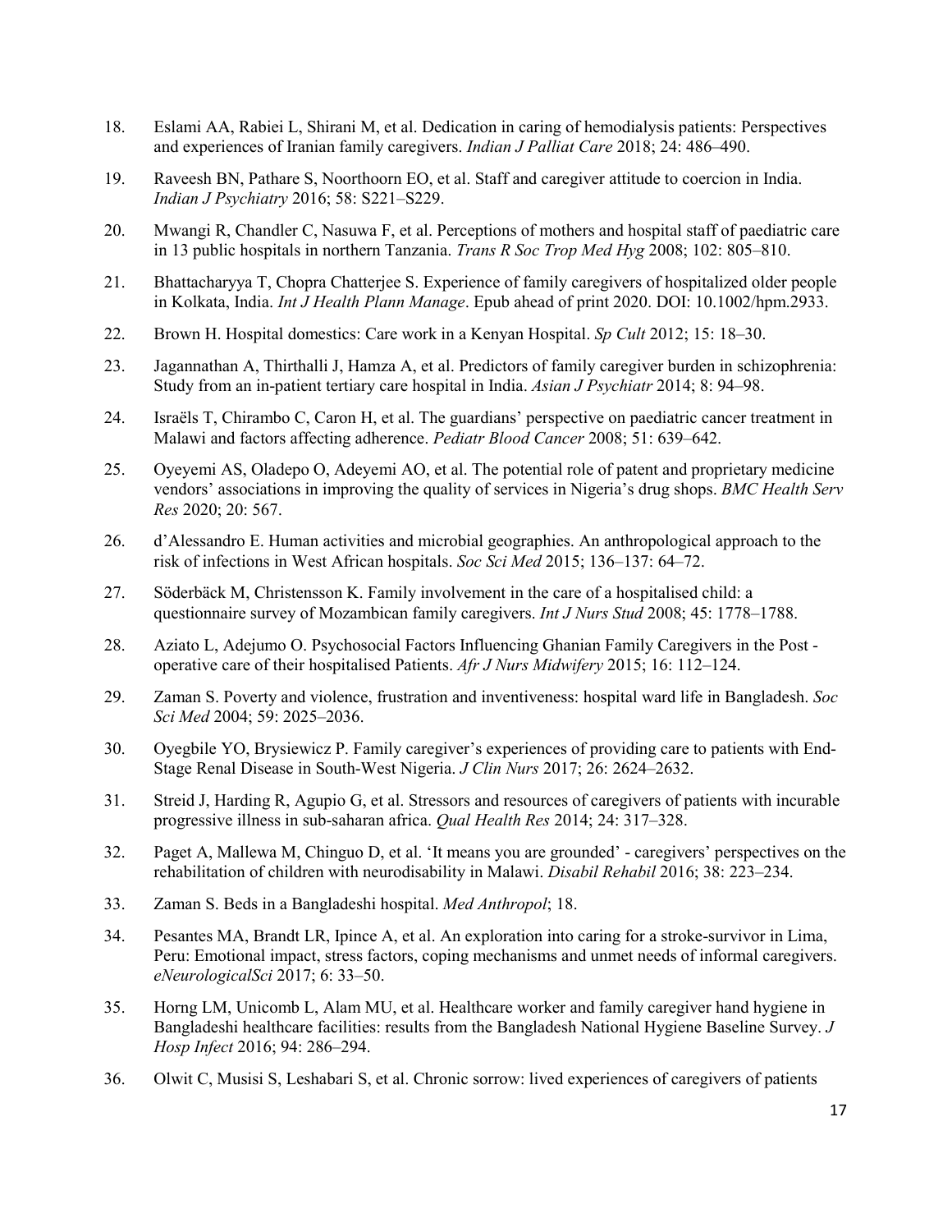18. Eslami AA, Rabiei L, Shirani M, et al. Dedication in caring of hemodialysis patients: Perspectives and experiences of Iranian family caregivers. *Indian J Palliat Care* 2018; 24: 486–490.

19. Raveesh BN, Pathare S, Noorthoorn EO, et al. Staff and caregiver attitude to coercion in India. *Indian J Psychiatry* 2016; 58: S221–S229.

20. Mwangi R, Chandler C, Nasuwa F, et al. Perceptions of mothers and hospital staff of paediatric care in 13 public hospitals in northern Tanzania. *Trans R Soc Trop Med Hyg* 2008; 102: 805–810.

21. Bhattacharyya T, Chopra Chatterjee S. Experience of family caregivers of hospitalized older people in Kolkata, India. *Int J Health Plann Manage*. Epub ahead of print 2020. DOI: 10.1002/hpm.2933.

22. Brown H. Hospital domestics: Care work in a Kenyan Hospital. *Sp Cult* 2012; 15: 18–30.

23. Jagannathan A, Thirthalli J, Hamza A, et al. Predictors of family caregiver burden in schizophrenia: Study from an in-patient tertiary care hospital in India. *Asian J Psychiatr* 2014; 8: 94–98.

24. Israëls T, Chirambo C, Caron H, et al. The guardians' perspective on paediatric cancer treatment in Malawi and factors affecting adherence. *Pediatr Blood Cancer* 2008; 51: 639–642.

25. Oyeyemi AS, Oladepo O, Adeyemi AO, et al. The potential role of patent and proprietary medicine vendors' associations in improving the quality of services in Nigeria's drug shops. *BMC Health Serv Res* 2020; 20: 567.

26. d'Alessandro E. Human activities and microbial geographies. An anthropological approach to the risk of infections in West African hospitals. *Soc Sci Med* 2015; 136–137: 64–72.

27. Söderbäck M, Christensson K. Family involvement in the care of a hospitalised child: a questionnaire survey of Mozambican family caregivers. *Int J Nurs Stud* 2008; 45: 1778–1788.

28. Aziato L, Adejumo O. Psychosocial Factors Influencing Ghanian Family Caregivers in the Post - operative care of their hospitalised Patients. *Afr J Nurs Midwifery* 2015; 16: 112–124.

29. Zaman S. Poverty and violence, frustration and inventiveness: hospital ward life in Bangladesh. *Soc Sci Med* 2004; 59: 2025–2036.

30. Oyegbile YO, Brysiewicz P. Family caregiver's experiences of providing care to patients with End-Stage Renal Disease in South-West Nigeria. *J Clin Nurs* 2017; 26: 2624–2632.

31. Streid J, Harding R, Agupio G, et al. Stressors and resources of caregivers of patients with incurable progressive illness in sub-saharan africa. *Qual Health Res* 2014; 24: 317–328.

32. Paget A, Mallewa M, Chinguo D, et al. 'It means you are grounded' - caregivers' perspectives on the rehabilitation of children with neurodisability in Malawi. *Disabil Rehabil* 2016; 38: 223–234.

33. Zaman S. Beds in a Bangladeshi hospital. *Med Anthropol*; 18.

34. Pesantes MA, Brandt LR, Ipince A, et al. An exploration into caring for a stroke-survivor in Lima, Peru: Emotional impact, stress factors, coping mechanisms and unmet needs of informal caregivers. *eNeurologicalSci* 2017; 6: 33–50.

35. Horng LM, Unicomb L, Alam MU, et al. Healthcare worker and family caregiver hand hygiene in Bangladeshi healthcare facilities: results from the Bangladesh National Hygiene Baseline Survey. *J Hosp Infect* 2016; 94: 286–294.

36. Olwit C, Musisi S, Leshabari S, et al. Chronic sorrow: lived experiences of caregivers of patients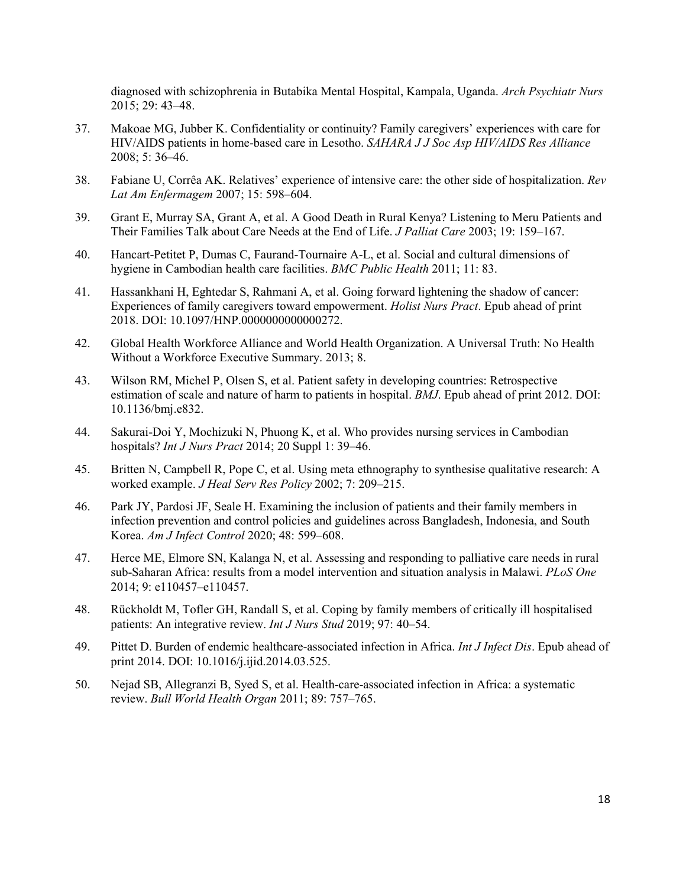diagnosed with schizophrenia in Butabika Mental Hospital, Kampala, Uganda. *Arch Psychiatr Nurs* 2015; 29: 43–48.

37. Makoae MG, Jubber K. Confidentiality or continuity? Family caregivers' experiences with care for HIV/AIDS patients in home-based care in Lesotho. *SAHARA J J Soc Asp HIV/AIDS Res Alliance* 2008; 5: 36–46.

38. Fabiane U, Corrêa AK. Relatives' experience of intensive care: the other side of hospitalization. *Rev Lat Am Enfermagem* 2007; 15: 598–604.

39. Grant E, Murray SA, Grant A, et al. A Good Death in Rural Kenya? Listening to Meru Patients and Their Families Talk about Care Needs at the End of Life. *J Palliat Care* 2003; 19: 159–167.

40. Hancart-Petitet P, Dumas C, Faurand-Tournaire A-L, et al. Social and cultural dimensions of hygiene in Cambodian health care facilities. *BMC Public Health* 2011; 11: 83.

41. Hassankhani H, Eghtedar S, Rahmani A, et al. Going forward lightening the shadow of cancer: Experiences of family caregivers toward empowerment. *Holist Nurs Pract*. Epub ahead of print 2018. DOI: 10.1097/HNP.0000000000000272.

42. Global Health Workforce Alliance and World Health Organization. A Universal Truth: No Health Without a Workforce Executive Summary. 2013; 8.

43. Wilson RM, Michel P, Olsen S, et al. Patient safety in developing countries: Retrospective estimation of scale and nature of harm to patients in hospital. *BMJ*. Epub ahead of print 2012. DOI: 10.1136/bmj.e832.

44. Sakurai-Doi Y, Mochizuki N, Phuong K, et al. Who provides nursing services in Cambodian hospitals? *Int J Nurs Pract* 2014; 20 Suppl 1: 39–46.

45. Britten N, Campbell R, Pope C, et al. Using meta ethnography to synthesise qualitative research: A worked example. *J Heal Serv Res Policy* 2002; 7: 209–215.

46. Park JY, Pardosi JF, Seale H. Examining the inclusion of patients and their family members in infection prevention and control policies and guidelines across Bangladesh, Indonesia, and South Korea. *Am J Infect Control* 2020; 48: 599–608.

47. Herce ME, Elmore SN, Kalanga N, et al. Assessing and responding to palliative care needs in rural sub-Saharan Africa: results from a model intervention and situation analysis in Malawi. *PLoS One* 2014; 9: e110457–e110457.

48. Rückholdt M, Tofler GH, Randall S, et al. Coping by family members of critically ill hospitalised patients: An integrative review. *Int J Nurs Stud* 2019; 97: 40–54.

49. Pittet D. Burden of endemic healthcare-associated infection in Africa. *Int J Infect Dis*. Epub ahead of print 2014. DOI: 10.1016/j.ijid.2014.03.525.

50. Nejad SB, Allegranzi B, Syed S, et al. Health-care-associated infection in Africa: a systematic review. *Bull World Health Organ* 2011; 89: 757–765.